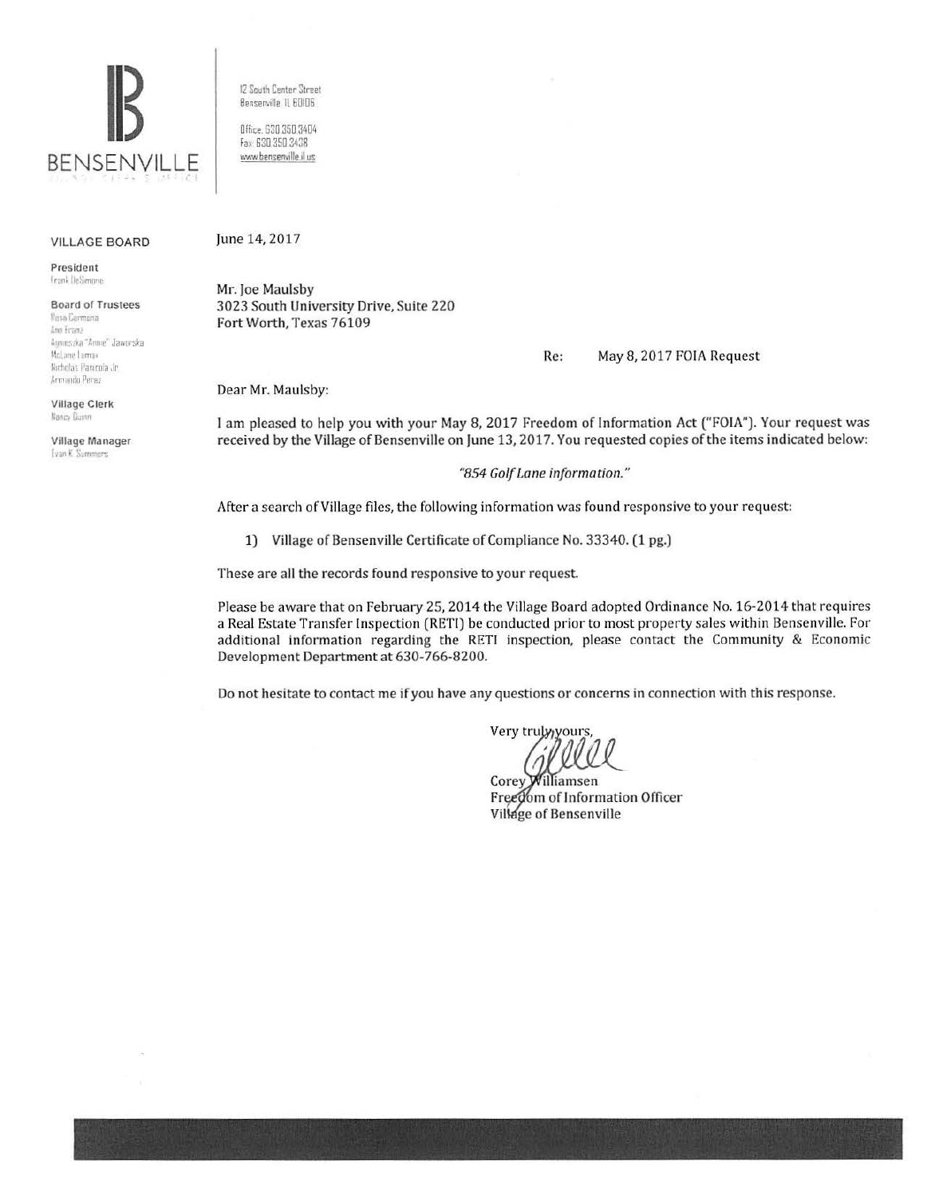BENSENVILLE

12 South Center Street
Bensenville IL 60106

Office: 630.350.3404
Fax: 630.350.3438
www.bensenville.il.us

**VILLAGE BOARD**

**President**
Frank DeSimone

**Board of Trustees**
Rosa Carmona
Ann Franz
Agnieszka "Annie" Jaworska
McLane Lomax
Nicholas Panicola Jr.
Armando Perez

**Village Clerk**
Nancy Dunn

**Village Manager**
Evan K. Summers

June 14, 2017

Mr. Joe Maulsby
3023 South University Drive, Suite 220
Fort Worth, Texas 76109

Re: May 8, 2017 FOIA Request

Dear Mr. Maulsby:

I am pleased to help you with your May 8, 2017 Freedom of Information Act ("FOIA"). Your request was received by the Village of Bensenville on June 13, 2017. You requested copies of the items indicated below:

*"854 Golf Lane information."*

After a search of Village files, the following information was found responsive to your request:

1) Village of Bensenville Certificate of Compliance No. 33340. (1 pg.)

These are all the records found responsive to your request.

Please be aware that on February 25, 2014 the Village Board adopted Ordinance No. 16-2014 that requires a Real Estate Transfer Inspection (RETI) be conducted prior to most property sales within Bensenville. For additional information regarding the RETI inspection, please contact the Community & Economic Development Department at 630-766-8200.

Do not hesitate to contact me if you have any questions or concerns in connection with this response.

Very truly yours,

Corey Williamsen
Freedom of Information Officer
Village of Bensenville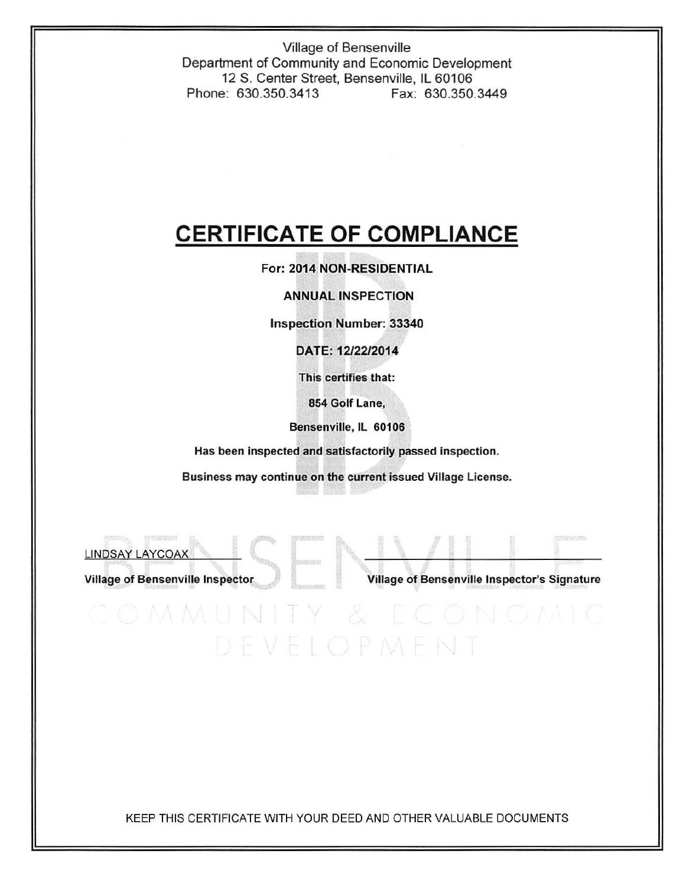Village of Bensenville
Department of Community and Economic Development
12 S. Center Street, Bensenville, IL 60106
Phone: 630.350.3413 Fax: 630.350.3449

# CERTIFICATE OF COMPLIANCE

**For: 2014 NON-RESIDENTIAL**

**ANNUAL INSPECTION**

**Inspection Number: 33340**

**DATE: 12/22/2014**

**This certifies that:**

**854 Golf Lane,**

**Bensenville, IL 60106**

**Has been inspected and satisfactorily passed inspection.**

**Business may continue on the current issued Village License.**

LINDSAY LAYCOAX
**Village of Bensenville Inspector**

**Village of Bensenville Inspector's Signature**

KEEP THIS CERTIFICATE WITH YOUR DEED AND OTHER VALUABLE DOCUMENTS